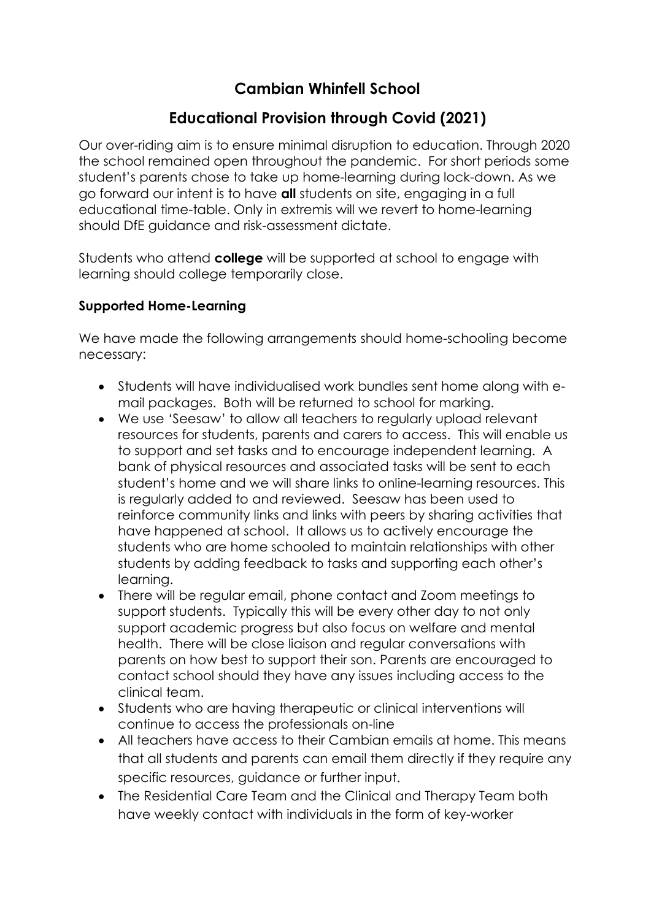# Cambian Whinfell School

## Educational Provision through Covid (2021)

Our over-riding aim is to ensure minimal disruption to education. Through 2020 the school remained open throughout the pandemic. For short periods some student's parents chose to take up home-learning during lock-down. As we go forward our intent is to have **all** students on site, engaging in a full educational time-table. Only in extremis will we revert to home-learning should DfE guidance and risk-assessment dictate.

Students who attend **college** will be supported at school to engage with learning should college temporarily close.

### Supported Home-Learning

We have made the following arrangements should home-schooling become necessary:

- Students will have individualised work bundles sent home along with e-mail packages. Both will be returned to school for marking.
- We use 'Seesaw' to allow all teachers to regularly upload relevant resources for students, parents and carers to access. This will enable us to support and set tasks and to encourage independent learning. A bank of physical resources and associated tasks will be sent to each student's home and we will share links to online-learning resources. This is regularly added to and reviewed. Seesaw has been used to reinforce community links and links with peers by sharing activities that have happened at school. It allows us to actively encourage the students who are home schooled to maintain relationships with other students by adding feedback to tasks and supporting each other's learning.
- There will be regular email, phone contact and Zoom meetings to support students. Typically this will be every other day to not only support academic progress but also focus on welfare and mental health. There will be close liaison and regular conversations with parents on how best to support their son. Parents are encouraged to contact school should they have any issues including access to the clinical team.
- Students who are having therapeutic or clinical interventions will continue to access the professionals on-line
- All teachers have access to their Cambian emails at home. This means that all students and parents can email them directly if they require any specific resources, guidance or further input.
- The Residential Care Team and the Clinical and Therapy Team both have weekly contact with individuals in the form of key-worker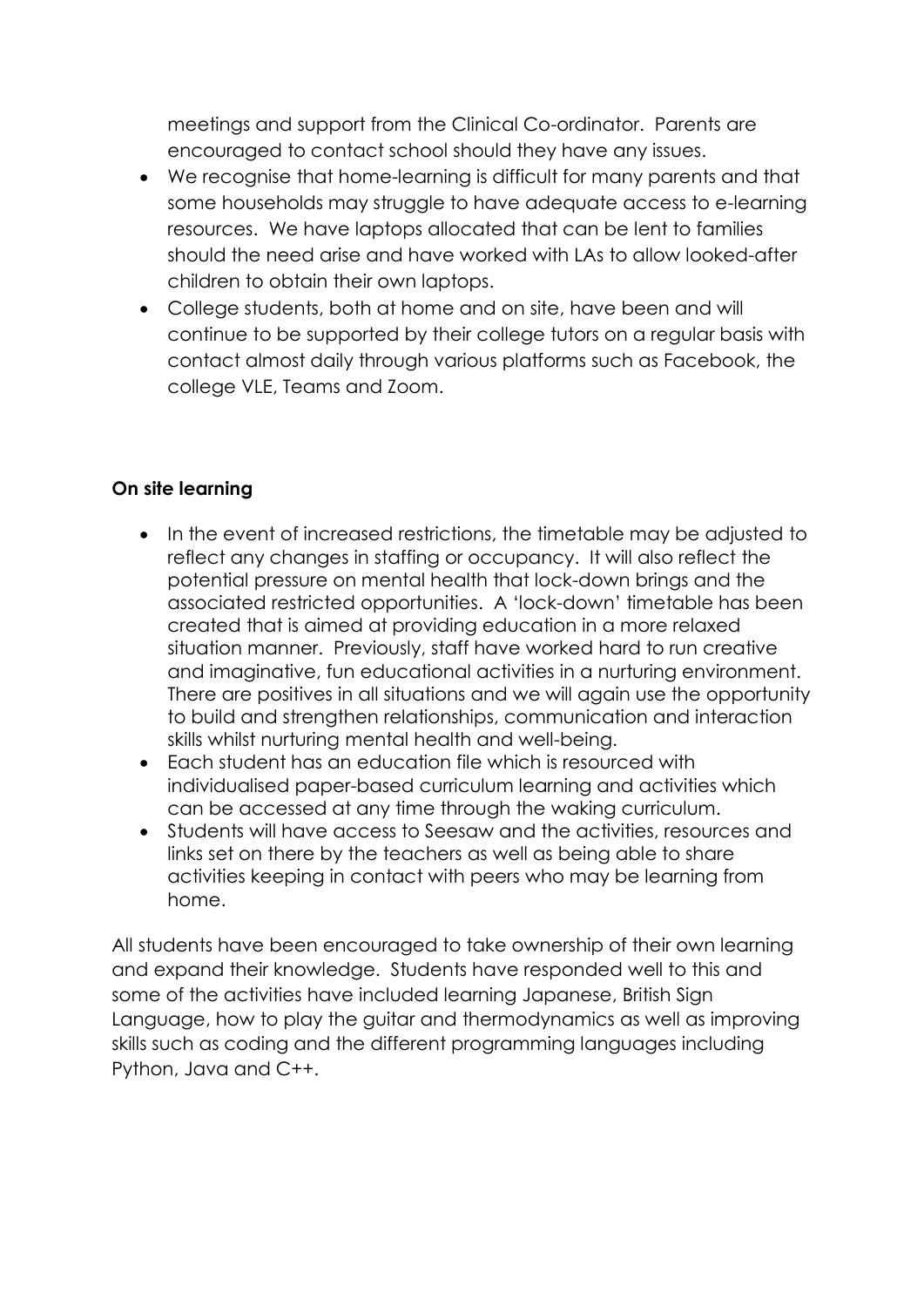meetings and support from the Clinical Co-ordinator. Parents are encouraged to contact school should they have any issues.

- We recognise that home-learning is difficult for many parents and that some households may struggle to have adequate access to e-learning resources. We have laptops allocated that can be lent to families should the need arise and have worked with LAs to allow looked-after children to obtain their own laptops.
- College students, both at home and on site, have been and will continue to be supported by their college tutors on a regular basis with contact almost daily through various platforms such as Facebook, the college VLE, Teams and Zoom.

**On site learning**

- In the event of increased restrictions, the timetable may be adjusted to reflect any changes in staffing or occupancy. It will also reflect the potential pressure on mental health that lock-down brings and the associated restricted opportunities. A 'lock-down' timetable has been created that is aimed at providing education in a more relaxed situation manner. Previously, staff have worked hard to run creative and imaginative, fun educational activities in a nurturing environment. There are positives in all situations and we will again use the opportunity to build and strengthen relationships, communication and interaction skills whilst nurturing mental health and well-being.
- Each student has an education file which is resourced with individualised paper-based curriculum learning and activities which can be accessed at any time through the waking curriculum.
- Students will have access to Seesaw and the activities, resources and links set on there by the teachers as well as being able to share activities keeping in contact with peers who may be learning from home.

All students have been encouraged to take ownership of their own learning and expand their knowledge. Students have responded well to this and some of the activities have included learning Japanese, British Sign Language, how to play the guitar and thermodynamics as well as improving skills such as coding and the different programming languages including Python, Java and C++.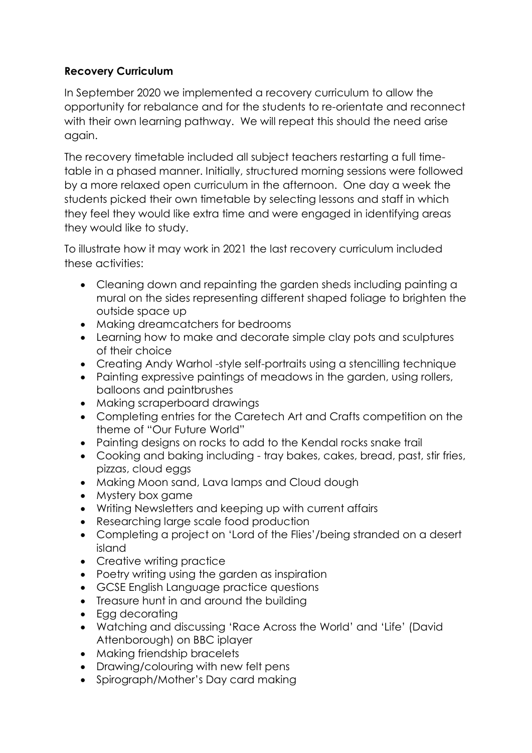**Recovery Curriculum**

In September 2020 we implemented a recovery curriculum to allow the opportunity for rebalance and for the students to re-orientate and reconnect with their own learning pathway. We will repeat this should the need arise again.

The recovery timetable included all subject teachers restarting a full time-table in a phased manner. Initially, structured morning sessions were followed by a more relaxed open curriculum in the afternoon. One day a week the students picked their own timetable by selecting lessons and staff in which they feel they would like extra time and were engaged in identifying areas they would like to study.

To illustrate how it may work in 2021 the last recovery curriculum included these activities:

- Cleaning down and repainting the garden sheds including painting a mural on the sides representing different shaped foliage to brighten the outside space up
- Making dreamcatchers for bedrooms
- Learning how to make and decorate simple clay pots and sculptures of their choice
- Creating Andy Warhol -style self-portraits using a stencilling technique
- Painting expressive paintings of meadows in the garden, using rollers, balloons and paintbrushes
- Making scraperboard drawings
- Completing entries for the Caretech Art and Crafts competition on the theme of "Our Future World"
- Painting designs on rocks to add to the Kendal rocks snake trail
- Cooking and baking including - tray bakes, cakes, bread, past, stir fries, pizzas, cloud eggs
- Making Moon sand, Lava lamps and Cloud dough
- Mystery box game
- Writing Newsletters and keeping up with current affairs
- Researching large scale food production
- Completing a project on 'Lord of the Flies'/being stranded on a desert island
- Creative writing practice
- Poetry writing using the garden as inspiration
- GCSE English Language practice questions
- Treasure hunt in and around the building
- Egg decorating
- Watching and discussing 'Race Across the World' and 'Life' (David Attenborough) on BBC iplayer
- Making friendship bracelets
- Drawing/colouring with new felt pens
- Spirograph/Mother's Day card making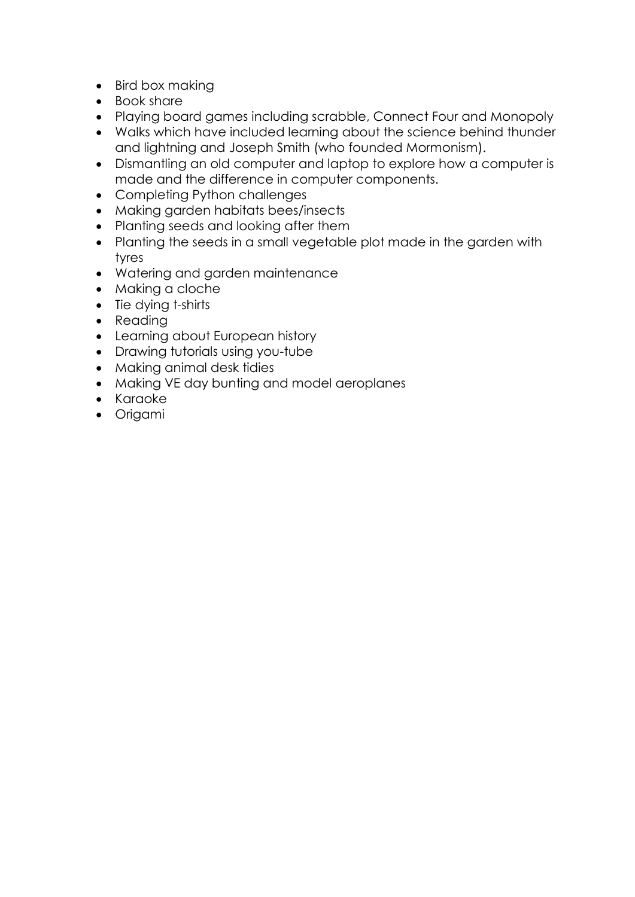- Bird box making
- Book share
- Playing board games including scrabble, Connect Four and Monopoly
- Walks which have included learning about the science behind thunder and lightning and Joseph Smith (who founded Mormonism).
- Dismantling an old computer and laptop to explore how a computer is made and the difference in computer components.
- Completing Python challenges
- Making garden habitats bees/insects
- Planting seeds and looking after them
- Planting the seeds in a small vegetable plot made in the garden with tyres
- Watering and garden maintenance
- Making a cloche
- Tie dying t-shirts
- Reading
- Learning about European history
- Drawing tutorials using you-tube
- Making animal desk tidies
- Making VE day bunting and model aeroplanes
- Karaoke
- Origami